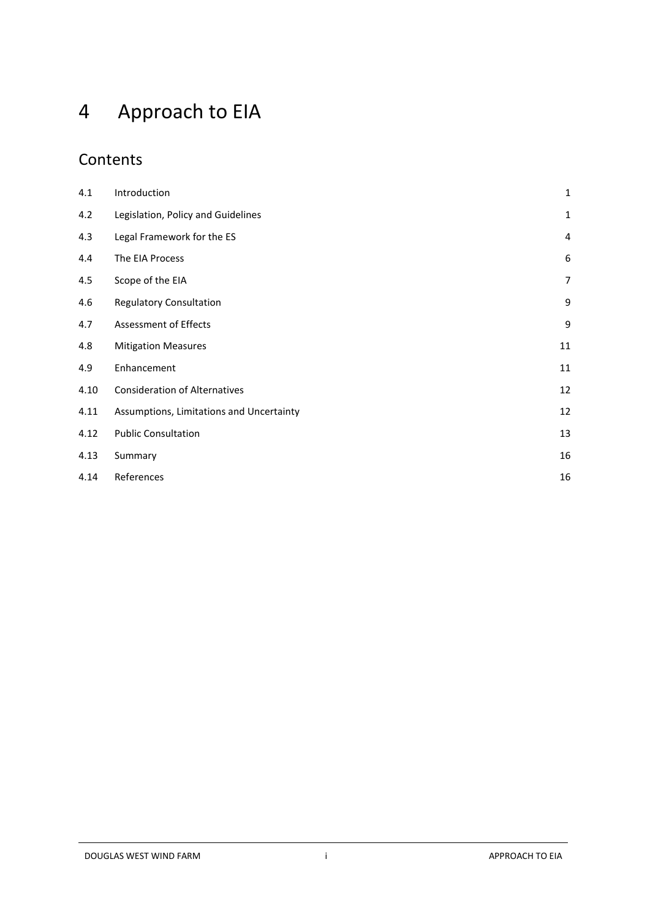# 4 Approach to EIA

## Contents

| | | |
|---|---|---|
| 4.1 | Introduction | 1 |
| 4.2 | Legislation, Policy and Guidelines | 1 |
| 4.3 | Legal Framework for the ES | 4 |
| 4.4 | The EIA Process | 6 |
| 4.5 | Scope of the EIA | 7 |
| 4.6 | Regulatory Consultation | 9 |
| 4.7 | Assessment of Effects | 9 |
| 4.8 | Mitigation Measures | 11 |
| 4.9 | Enhancement | 11 |
| 4.10 | Consideration of Alternatives | 12 |
| 4.11 | Assumptions, Limitations and Uncertainty | 12 |
| 4.12 | Public Consultation | 13 |
| 4.13 | Summary | 16 |
| 4.14 | References | 16 |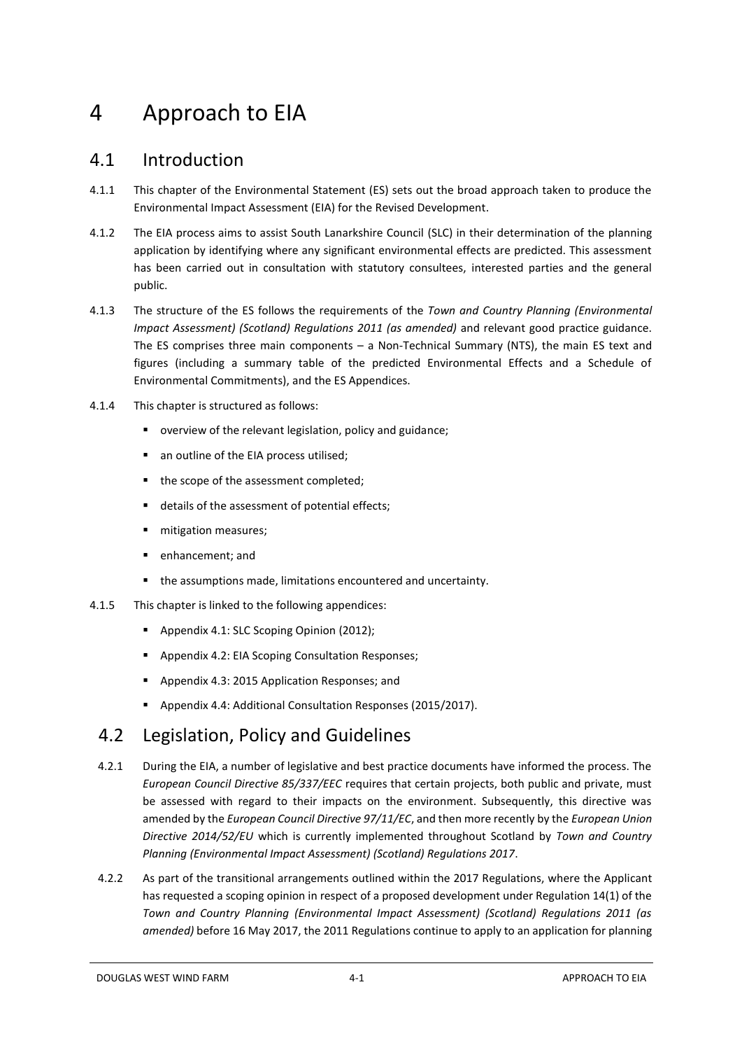# 4 Approach to EIA

## 4.1 Introduction

4.1.1 This chapter of the Environmental Statement (ES) sets out the broad approach taken to produce the Environmental Impact Assessment (EIA) for the Revised Development.

4.1.2 The EIA process aims to assist South Lanarkshire Council (SLC) in their determination of the planning application by identifying where any significant environmental effects are predicted. This assessment has been carried out in consultation with statutory consultees, interested parties and the general public.

4.1.3 The structure of the ES follows the requirements of the *Town and Country Planning (Environmental Impact Assessment) (Scotland) Regulations 2011 (as amended)* and relevant good practice guidance. The ES comprises three main components – a Non-Technical Summary (NTS), the main ES text and figures (including a summary table of the predicted Environmental Effects and a Schedule of Environmental Commitments), and the ES Appendices.

4.1.4 This chapter is structured as follows:

- overview of the relevant legislation, policy and guidance;
- an outline of the EIA process utilised;
- the scope of the assessment completed;
- details of the assessment of potential effects;
- mitigation measures;
- enhancement; and
- the assumptions made, limitations encountered and uncertainty.

4.1.5 This chapter is linked to the following appendices:

- Appendix 4.1: SLC Scoping Opinion (2012);
- Appendix 4.2: EIA Scoping Consultation Responses;
- Appendix 4.3: 2015 Application Responses; and
- Appendix 4.4: Additional Consultation Responses (2015/2017).

## 4.2 Legislation, Policy and Guidelines

4.2.1 During the EIA, a number of legislative and best practice documents have informed the process. The *European Council Directive 85/337/EEC* requires that certain projects, both public and private, must be assessed with regard to their impacts on the environment. Subsequently, this directive was amended by the *European Council Directive 97/11/EC*, and then more recently by the *European Union Directive 2014/52/EU* which is currently implemented throughout Scotland by *Town and Country Planning (Environmental Impact Assessment) (Scotland) Regulations 2017*.

4.2.2 As part of the transitional arrangements outlined within the 2017 Regulations, where the Applicant has requested a scoping opinion in respect of a proposed development under Regulation 14(1) of the *Town and Country Planning (Environmental Impact Assessment) (Scotland) Regulations 2011 (as amended)* before 16 May 2017, the 2011 Regulations continue to apply to an application for planning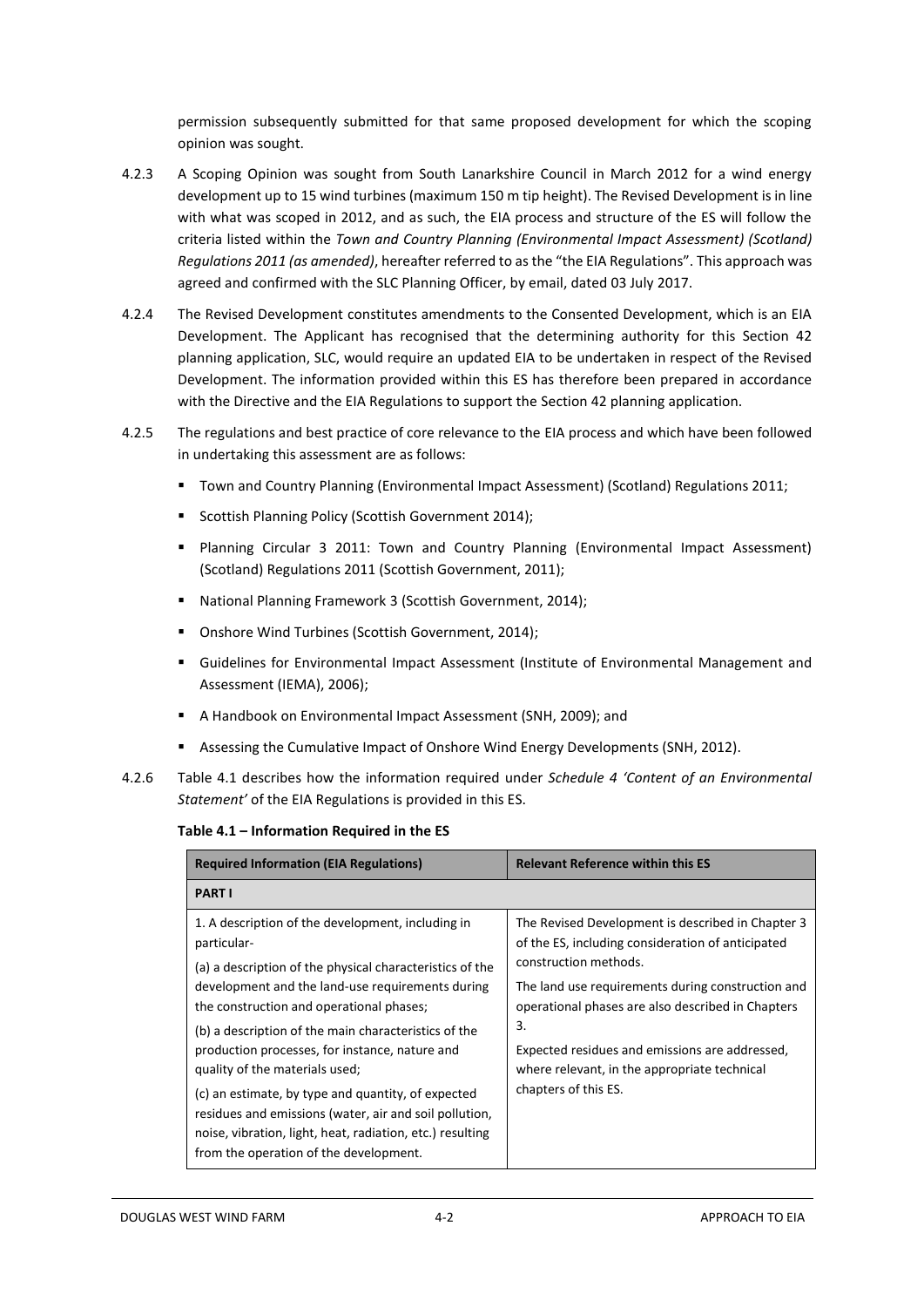permission subsequently submitted for that same proposed development for which the scoping opinion was sought.

4.2.3 A Scoping Opinion was sought from South Lanarkshire Council in March 2012 for a wind energy development up to 15 wind turbines (maximum 150 m tip height). The Revised Development is in line with what was scoped in 2012, and as such, the EIA process and structure of the ES will follow the criteria listed within the *Town and Country Planning (Environmental Impact Assessment) (Scotland) Regulations 2011 (as amended)*, hereafter referred to as the "the EIA Regulations". This approach was agreed and confirmed with the SLC Planning Officer, by email, dated 03 July 2017.

4.2.4 The Revised Development constitutes amendments to the Consented Development, which is an EIA Development. The Applicant has recognised that the determining authority for this Section 42 planning application, SLC, would require an updated EIA to be undertaken in respect of the Revised Development. The information provided within this ES has therefore been prepared in accordance with the Directive and the EIA Regulations to support the Section 42 planning application.

4.2.5 The regulations and best practice of core relevance to the EIA process and which have been followed in undertaking this assessment are as follows:

- Town and Country Planning (Environmental Impact Assessment) (Scotland) Regulations 2011;
- Scottish Planning Policy (Scottish Government 2014);
- Planning Circular 3 2011: Town and Country Planning (Environmental Impact Assessment) (Scotland) Regulations 2011 (Scottish Government, 2011);
- National Planning Framework 3 (Scottish Government, 2014);
- Onshore Wind Turbines (Scottish Government, 2014);
- Guidelines for Environmental Impact Assessment (Institute of Environmental Management and Assessment (IEMA), 2006);
- A Handbook on Environmental Impact Assessment (SNH, 2009); and
- Assessing the Cumulative Impact of Onshore Wind Energy Developments (SNH, 2012).

4.2.6 Table 4.1 describes how the information required under *Schedule 4 'Content of an Environmental Statement'* of the EIA Regulations is provided in this ES.

**Table 4.1 – Information Required in the ES**

| Required Information (EIA Regulations) | Relevant Reference within this ES |
|---|---|
| **PART I** | |
| 1. A description of the development, including in particular-<br>(a) a description of the physical characteristics of the development and the land-use requirements during the construction and operational phases;<br>(b) a description of the main characteristics of the production processes, for instance, nature and quality of the materials used;<br>(c) an estimate, by type and quantity, of expected residues and emissions (water, air and soil pollution, noise, vibration, light, heat, radiation, etc.) resulting from the operation of the development. | The Revised Development is described in Chapter 3 of the ES, including consideration of anticipated construction methods.<br>The land use requirements during construction and operational phases are also described in Chapters 3.<br>Expected residues and emissions are addressed, where relevant, in the appropriate technical chapters of this ES. |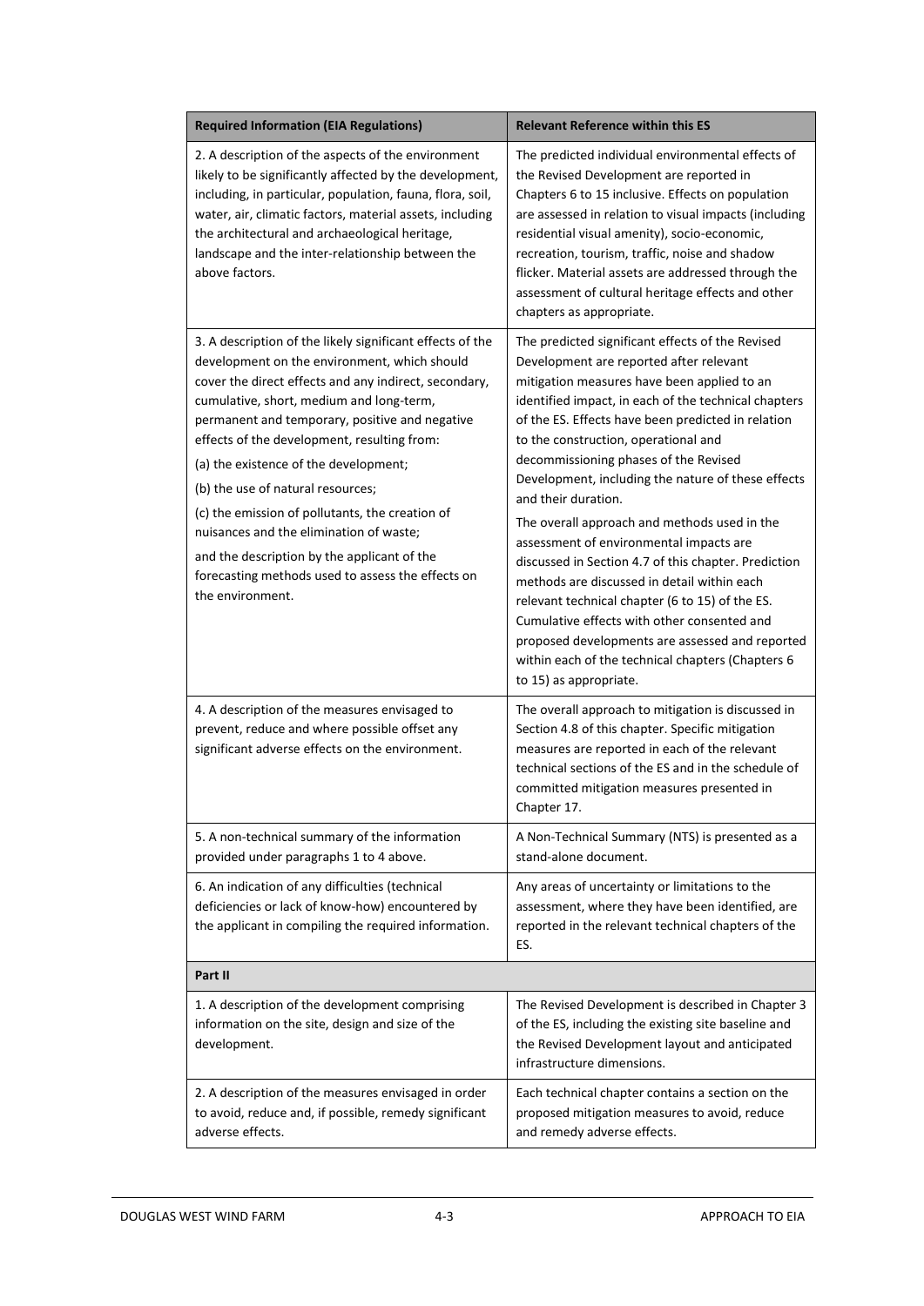| Required Information (EIA Regulations) | Relevant Reference within this ES |
|---|---|
| 2. A description of the aspects of the environment likely to be significantly affected by the development, including, in particular, population, fauna, flora, soil, water, air, climatic factors, material assets, including the architectural and archaeological heritage, landscape and the inter-relationship between the above factors. | The predicted individual environmental effects of the Revised Development are reported in Chapters 6 to 15 inclusive. Effects on population are assessed in relation to visual impacts (including residential visual amenity), socio-economic, recreation, tourism, traffic, noise and shadow flicker. Material assets are addressed through the assessment of cultural heritage effects and other chapters as appropriate. |
| 3. A description of the likely significant effects of the development on the environment, which should cover the direct effects and any indirect, secondary, cumulative, short, medium and long-term, permanent and temporary, positive and negative effects of the development, resulting from:<br>(a) the existence of the development;<br>(b) the use of natural resources;<br>(c) the emission of pollutants, the creation of nuisances and the elimination of waste;<br>and the description by the applicant of the forecasting methods used to assess the effects on the environment. | The predicted significant effects of the Revised Development are reported after relevant mitigation measures have been applied to an identified impact, in each of the technical chapters of the ES. Effects have been predicted in relation to the construction, operational and decommissioning phases of the Revised Development, including the nature of these effects and their duration.<br>The overall approach and methods used in the assessment of environmental impacts are discussed in Section 4.7 of this chapter. Prediction methods are discussed in detail within each relevant technical chapter (6 to 15) of the ES. Cumulative effects with other consented and proposed developments are assessed and reported within each of the technical chapters (Chapters 6 to 15) as appropriate. |
| 4. A description of the measures envisaged to prevent, reduce and where possible offset any significant adverse effects on the environment. | The overall approach to mitigation is discussed in Section 4.8 of this chapter. Specific mitigation measures are reported in each of the relevant technical sections of the ES and in the schedule of committed mitigation measures presented in Chapter 17. |
| 5. A non-technical summary of the information provided under paragraphs 1 to 4 above. | A Non-Technical Summary (NTS) is presented as a stand-alone document. |
| 6. An indication of any difficulties (technical deficiencies or lack of know-how) encountered by the applicant in compiling the required information. | Any areas of uncertainty or limitations to the assessment, where they have been identified, are reported in the relevant technical chapters of the ES. |
| **Part II** | |
| 1. A description of the development comprising information on the site, design and size of the development. | The Revised Development is described in Chapter 3 of the ES, including the existing site baseline and the Revised Development layout and anticipated infrastructure dimensions. |
| 2. A description of the measures envisaged in order to avoid, reduce and, if possible, remedy significant adverse effects. | Each technical chapter contains a section on the proposed mitigation measures to avoid, reduce and remedy adverse effects. |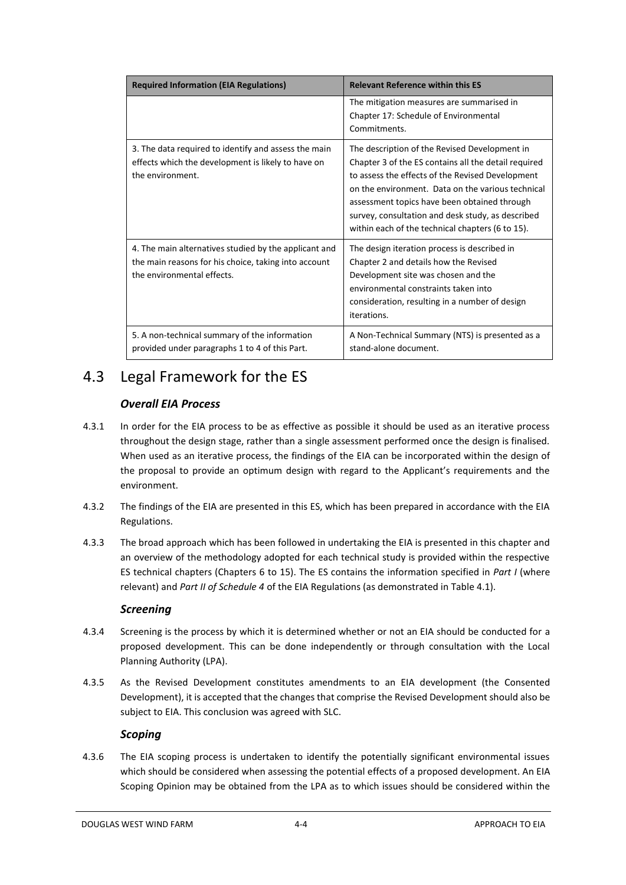| Required Information (EIA Regulations) | Relevant Reference within this ES |
|---|---|
| | The mitigation measures are summarised in Chapter 17: Schedule of Environmental Commitments. |
| 3. The data required to identify and assess the main effects which the development is likely to have on the environment. | The description of the Revised Development in Chapter 3 of the ES contains all the detail required to assess the effects of the Revised Development on the environment. Data on the various technical assessment topics have been obtained through survey, consultation and desk study, as described within each of the technical chapters (6 to 15). |
| 4. The main alternatives studied by the applicant and the main reasons for his choice, taking into account the environmental effects. | The design iteration process is described in Chapter 2 and details how the Revised Development site was chosen and the environmental constraints taken into consideration, resulting in a number of design iterations. |
| 5. A non-technical summary of the information provided under paragraphs 1 to 4 of this Part. | A Non-Technical Summary (NTS) is presented as a stand-alone document. |

## 4.3 Legal Framework for the ES

### *Overall EIA Process*

4.3.1 In order for the EIA process to be as effective as possible it should be used as an iterative process throughout the design stage, rather than a single assessment performed once the design is finalised. When used as an iterative process, the findings of the EIA can be incorporated within the design of the proposal to provide an optimum design with regard to the Applicant's requirements and the environment.

4.3.2 The findings of the EIA are presented in this ES, which has been prepared in accordance with the EIA Regulations.

4.3.3 The broad approach which has been followed in undertaking the EIA is presented in this chapter and an overview of the methodology adopted for each technical study is provided within the respective ES technical chapters (Chapters 6 to 15). The ES contains the information specified in *Part I* (where relevant) and *Part II of Schedule 4* of the EIA Regulations (as demonstrated in Table 4.1).

### *Screening*

4.3.4 Screening is the process by which it is determined whether or not an EIA should be conducted for a proposed development. This can be done independently or through consultation with the Local Planning Authority (LPA).

4.3.5 As the Revised Development constitutes amendments to an EIA development (the Consented Development), it is accepted that the changes that comprise the Revised Development should also be subject to EIA. This conclusion was agreed with SLC.

### *Scoping*

4.3.6 The EIA scoping process is undertaken to identify the potentially significant environmental issues which should be considered when assessing the potential effects of a proposed development. An EIA Scoping Opinion may be obtained from the LPA as to which issues should be considered within the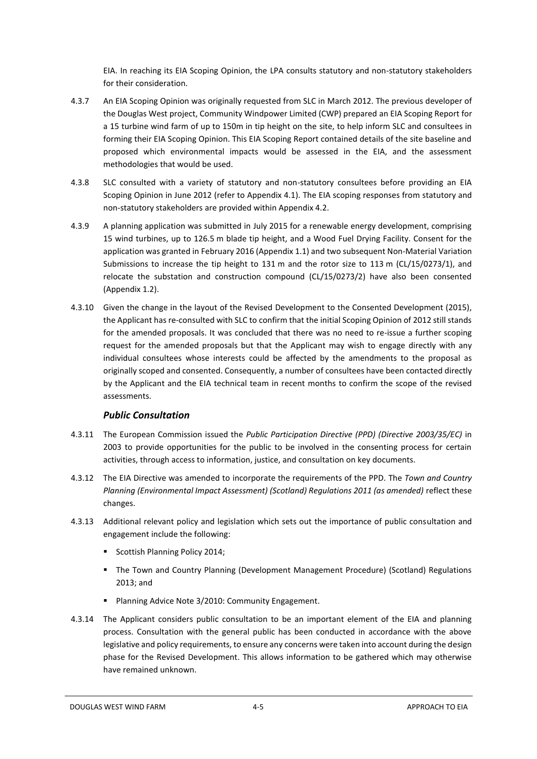EIA. In reaching its EIA Scoping Opinion, the LPA consults statutory and non-statutory stakeholders for their consideration.

4.3.7 An EIA Scoping Opinion was originally requested from SLC in March 2012. The previous developer of the Douglas West project, Community Windpower Limited (CWP) prepared an EIA Scoping Report for a 15 turbine wind farm of up to 150m in tip height on the site, to help inform SLC and consultees in forming their EIA Scoping Opinion. This EIA Scoping Report contained details of the site baseline and proposed which environmental impacts would be assessed in the EIA, and the assessment methodologies that would be used.

4.3.8 SLC consulted with a variety of statutory and non-statutory consultees before providing an EIA Scoping Opinion in June 2012 (refer to Appendix 4.1). The EIA scoping responses from statutory and non-statutory stakeholders are provided within Appendix 4.2.

4.3.9 A planning application was submitted in July 2015 for a renewable energy development, comprising 15 wind turbines, up to 126.5 m blade tip height, and a Wood Fuel Drying Facility. Consent for the application was granted in February 2016 (Appendix 1.1) and two subsequent Non-Material Variation Submissions to increase the tip height to 131 m and the rotor size to 113 m (CL/15/0273/1), and relocate the substation and construction compound (CL/15/0273/2) have also been consented (Appendix 1.2).

4.3.10 Given the change in the layout of the Revised Development to the Consented Development (2015), the Applicant has re-consulted with SLC to confirm that the initial Scoping Opinion of 2012 still stands for the amended proposals. It was concluded that there was no need to re-issue a further scoping request for the amended proposals but that the Applicant may wish to engage directly with any individual consultees whose interests could be affected by the amendments to the proposal as originally scoped and consented. Consequently, a number of consultees have been contacted directly by the Applicant and the EIA technical team in recent months to confirm the scope of the revised assessments.

### *Public Consultation*

4.3.11 The European Commission issued the *Public Participation Directive (PPD) (Directive 2003/35/EC)* in 2003 to provide opportunities for the public to be involved in the consenting process for certain activities, through access to information, justice, and consultation on key documents.

4.3.12 The EIA Directive was amended to incorporate the requirements of the PPD. The *Town and Country Planning (Environmental Impact Assessment) (Scotland) Regulations 2011 (as amended)* reflect these changes.

4.3.13 Additional relevant policy and legislation which sets out the importance of public consultation and engagement include the following:

- Scottish Planning Policy 2014;
- The Town and Country Planning (Development Management Procedure) (Scotland) Regulations 2013; and
- Planning Advice Note 3/2010: Community Engagement.

4.3.14 The Applicant considers public consultation to be an important element of the EIA and planning process. Consultation with the general public has been conducted in accordance with the above legislative and policy requirements, to ensure any concerns were taken into account during the design phase for the Revised Development. This allows information to be gathered which may otherwise have remained unknown.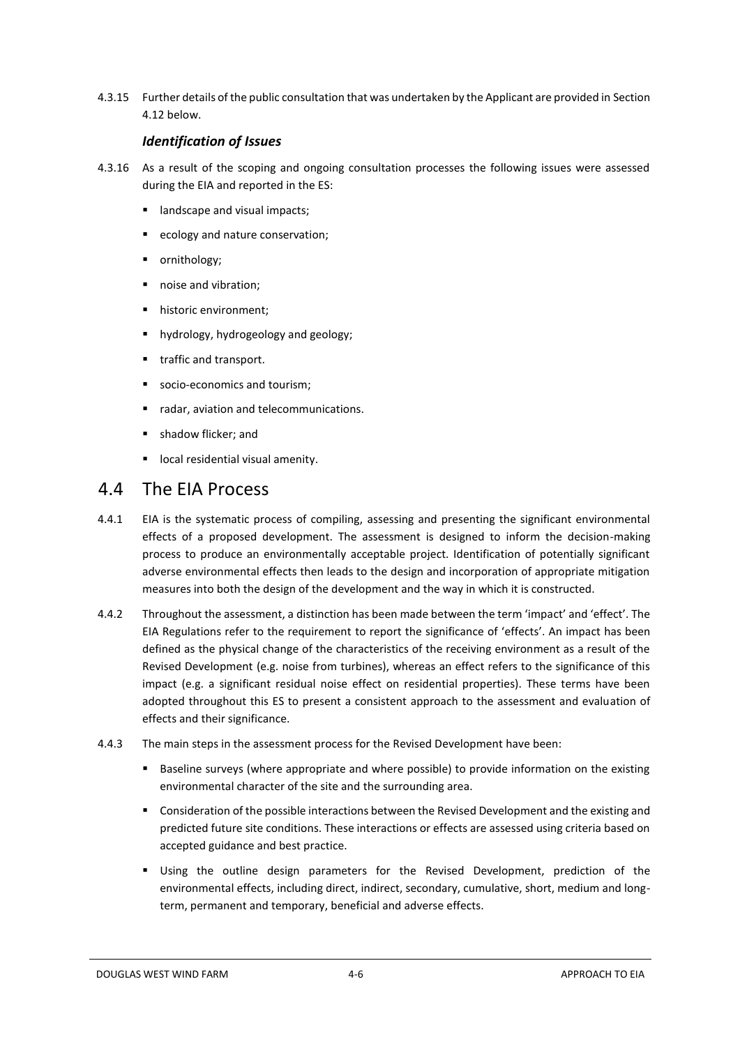4.3.15 Further details of the public consultation that was undertaken by the Applicant are provided in Section 4.12 below.

### *Identification of Issues*

4.3.16 As a result of the scoping and ongoing consultation processes the following issues were assessed during the EIA and reported in the ES:

- landscape and visual impacts;
- ecology and nature conservation;
- ornithology;
- noise and vibration;
- historic environment;
- hydrology, hydrogeology and geology;
- traffic and transport.
- socio-economics and tourism;
- radar, aviation and telecommunications.
- shadow flicker; and
- local residential visual amenity.

## 4.4 The EIA Process

4.4.1 EIA is the systematic process of compiling, assessing and presenting the significant environmental effects of a proposed development. The assessment is designed to inform the decision-making process to produce an environmentally acceptable project. Identification of potentially significant adverse environmental effects then leads to the design and incorporation of appropriate mitigation measures into both the design of the development and the way in which it is constructed.

4.4.2 Throughout the assessment, a distinction has been made between the term 'impact' and 'effect'. The EIA Regulations refer to the requirement to report the significance of 'effects'. An impact has been defined as the physical change of the characteristics of the receiving environment as a result of the Revised Development (e.g. noise from turbines), whereas an effect refers to the significance of this impact (e.g. a significant residual noise effect on residential properties). These terms have been adopted throughout this ES to present a consistent approach to the assessment and evaluation of effects and their significance.

4.4.3 The main steps in the assessment process for the Revised Development have been:

- Baseline surveys (where appropriate and where possible) to provide information on the existing environmental character of the site and the surrounding area.
- Consideration of the possible interactions between the Revised Development and the existing and predicted future site conditions. These interactions or effects are assessed using criteria based on accepted guidance and best practice.
- Using the outline design parameters for the Revised Development, prediction of the environmental effects, including direct, indirect, secondary, cumulative, short, medium and long-term, permanent and temporary, beneficial and adverse effects.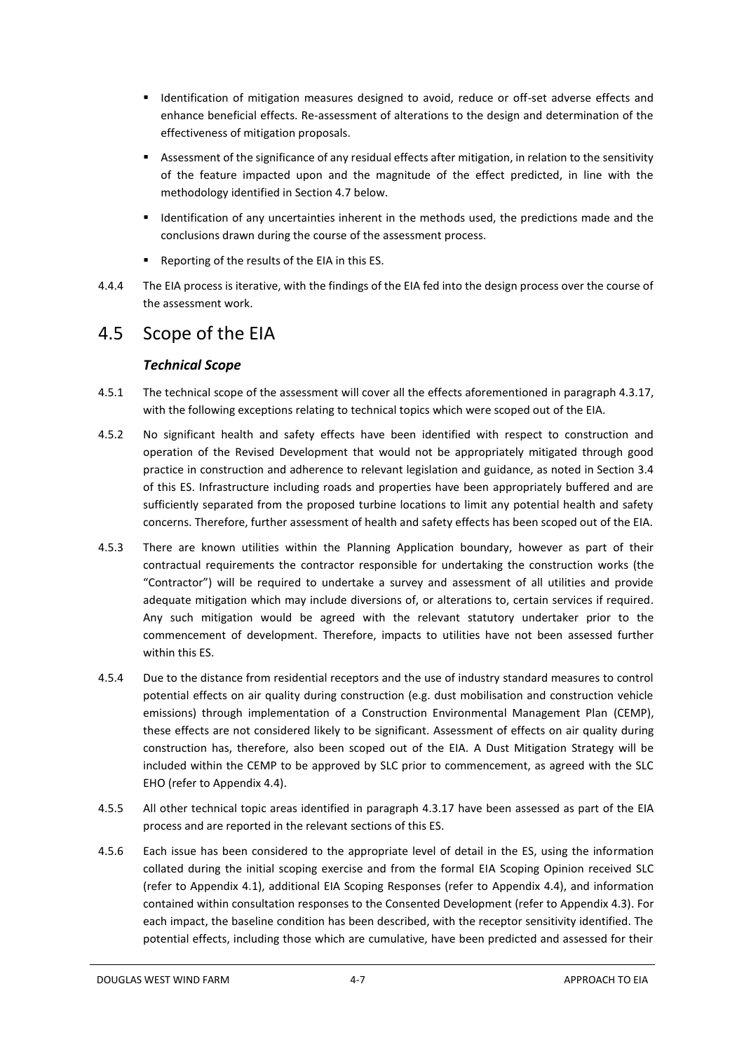- Identification of mitigation measures designed to avoid, reduce or off-set adverse effects and enhance beneficial effects. Re-assessment of alterations to the design and determination of the effectiveness of mitigation proposals.
- Assessment of the significance of any residual effects after mitigation, in relation to the sensitivity of the feature impacted upon and the magnitude of the effect predicted, in line with the methodology identified in Section 4.7 below.
- Identification of any uncertainties inherent in the methods used, the predictions made and the conclusions drawn during the course of the assessment process.
- Reporting of the results of the EIA in this ES.

4.4.4 The EIA process is iterative, with the findings of the EIA fed into the design process over the course of the assessment work.

## 4.5 Scope of the EIA

### *Technical Scope*

4.5.1 The technical scope of the assessment will cover all the effects aforementioned in paragraph 4.3.17, with the following exceptions relating to technical topics which were scoped out of the EIA.

4.5.2 No significant health and safety effects have been identified with respect to construction and operation of the Revised Development that would not be appropriately mitigated through good practice in construction and adherence to relevant legislation and guidance, as noted in Section 3.4 of this ES. Infrastructure including roads and properties have been appropriately buffered and are sufficiently separated from the proposed turbine locations to limit any potential health and safety concerns. Therefore, further assessment of health and safety effects has been scoped out of the EIA.

4.5.3 There are known utilities within the Planning Application boundary, however as part of their contractual requirements the contractor responsible for undertaking the construction works (the "Contractor") will be required to undertake a survey and assessment of all utilities and provide adequate mitigation which may include diversions of, or alterations to, certain services if required. Any such mitigation would be agreed with the relevant statutory undertaker prior to the commencement of development. Therefore, impacts to utilities have not been assessed further within this ES.

4.5.4 Due to the distance from residential receptors and the use of industry standard measures to control potential effects on air quality during construction (e.g. dust mobilisation and construction vehicle emissions) through implementation of a Construction Environmental Management Plan (CEMP), these effects are not considered likely to be significant. Assessment of effects on air quality during construction has, therefore, also been scoped out of the EIA. A Dust Mitigation Strategy will be included within the CEMP to be approved by SLC prior to commencement, as agreed with the SLC EHO (refer to Appendix 4.4).

4.5.5 All other technical topic areas identified in paragraph 4.3.17 have been assessed as part of the EIA process and are reported in the relevant sections of this ES.

4.5.6 Each issue has been considered to the appropriate level of detail in the ES, using the information collated during the initial scoping exercise and from the formal EIA Scoping Opinion received SLC (refer to Appendix 4.1), additional EIA Scoping Responses (refer to Appendix 4.4), and information contained within consultation responses to the Consented Development (refer to Appendix 4.3). For each impact, the baseline condition has been described, with the receptor sensitivity identified. The potential effects, including those which are cumulative, have been predicted and assessed for their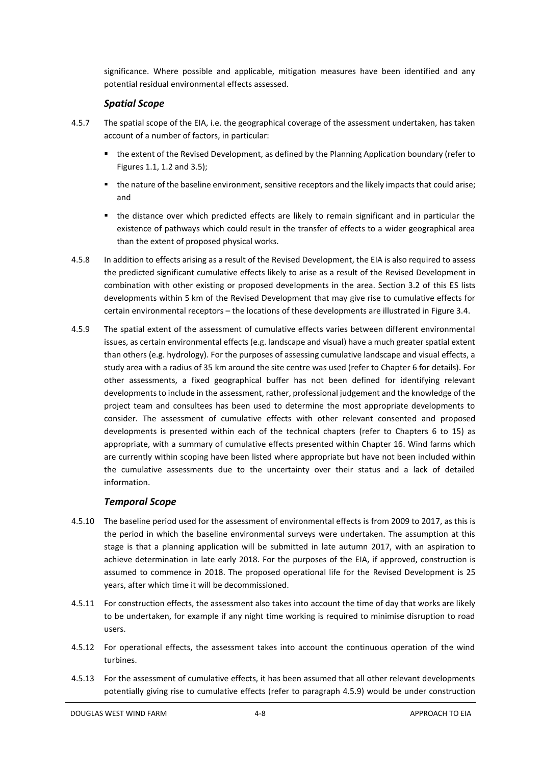significance. Where possible and applicable, mitigation measures have been identified and any potential residual environmental effects assessed.

### *Spatial Scope*

4.5.7 The spatial scope of the EIA, i.e. the geographical coverage of the assessment undertaken, has taken account of a number of factors, in particular:

- the extent of the Revised Development, as defined by the Planning Application boundary (refer to Figures 1.1, 1.2 and 3.5);
- the nature of the baseline environment, sensitive receptors and the likely impacts that could arise; and
- the distance over which predicted effects are likely to remain significant and in particular the existence of pathways which could result in the transfer of effects to a wider geographical area than the extent of proposed physical works.

4.5.8 In addition to effects arising as a result of the Revised Development, the EIA is also required to assess the predicted significant cumulative effects likely to arise as a result of the Revised Development in combination with other existing or proposed developments in the area. Section 3.2 of this ES lists developments within 5 km of the Revised Development that may give rise to cumulative effects for certain environmental receptors – the locations of these developments are illustrated in Figure 3.4.

4.5.9 The spatial extent of the assessment of cumulative effects varies between different environmental issues, as certain environmental effects (e.g. landscape and visual) have a much greater spatial extent than others (e.g. hydrology). For the purposes of assessing cumulative landscape and visual effects, a study area with a radius of 35 km around the site centre was used (refer to Chapter 6 for details). For other assessments, a fixed geographical buffer has not been defined for identifying relevant developments to include in the assessment, rather, professional judgement and the knowledge of the project team and consultees has been used to determine the most appropriate developments to consider. The assessment of cumulative effects with other relevant consented and proposed developments is presented within each of the technical chapters (refer to Chapters 6 to 15) as appropriate, with a summary of cumulative effects presented within Chapter 16. Wind farms which are currently within scoping have been listed where appropriate but have not been included within the cumulative assessments due to the uncertainty over their status and a lack of detailed information.

### *Temporal Scope*

4.5.10 The baseline period used for the assessment of environmental effects is from 2009 to 2017, as this is the period in which the baseline environmental surveys were undertaken. The assumption at this stage is that a planning application will be submitted in late autumn 2017, with an aspiration to achieve determination in late early 2018. For the purposes of the EIA, if approved, construction is assumed to commence in 2018. The proposed operational life for the Revised Development is 25 years, after which time it will be decommissioned.

4.5.11 For construction effects, the assessment also takes into account the time of day that works are likely to be undertaken, for example if any night time working is required to minimise disruption to road users.

4.5.12 For operational effects, the assessment takes into account the continuous operation of the wind turbines.

4.5.13 For the assessment of cumulative effects, it has been assumed that all other relevant developments potentially giving rise to cumulative effects (refer to paragraph 4.5.9) would be under construction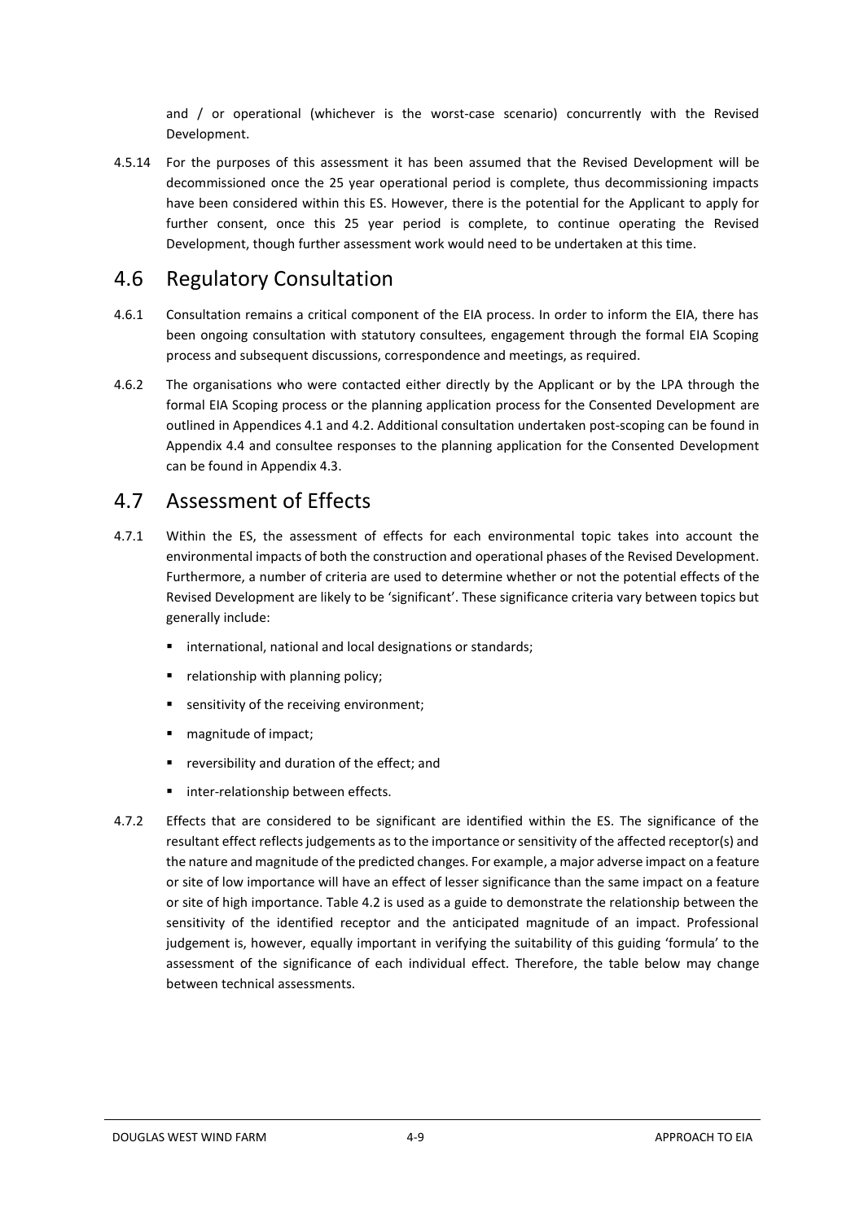and / or operational (whichever is the worst-case scenario) concurrently with the Revised Development.

4.5.14 For the purposes of this assessment it has been assumed that the Revised Development will be decommissioned once the 25 year operational period is complete, thus decommissioning impacts have been considered within this ES. However, there is the potential for the Applicant to apply for further consent, once this 25 year period is complete, to continue operating the Revised Development, though further assessment work would need to be undertaken at this time.

## 4.6 Regulatory Consultation

4.6.1 Consultation remains a critical component of the EIA process. In order to inform the EIA, there has been ongoing consultation with statutory consultees, engagement through the formal EIA Scoping process and subsequent discussions, correspondence and meetings, as required.

4.6.2 The organisations who were contacted either directly by the Applicant or by the LPA through the formal EIA Scoping process or the planning application process for the Consented Development are outlined in Appendices 4.1 and 4.2. Additional consultation undertaken post-scoping can be found in Appendix 4.4 and consultee responses to the planning application for the Consented Development can be found in Appendix 4.3.

## 4.7 Assessment of Effects

4.7.1 Within the ES, the assessment of effects for each environmental topic takes into account the environmental impacts of both the construction and operational phases of the Revised Development. Furthermore, a number of criteria are used to determine whether or not the potential effects of the Revised Development are likely to be 'significant'. These significance criteria vary between topics but generally include:

- international, national and local designations or standards;
- relationship with planning policy;
- sensitivity of the receiving environment;
- magnitude of impact;
- reversibility and duration of the effect; and
- inter-relationship between effects.

4.7.2 Effects that are considered to be significant are identified within the ES. The significance of the resultant effect reflects judgements as to the importance or sensitivity of the affected receptor(s) and the nature and magnitude of the predicted changes. For example, a major adverse impact on a feature or site of low importance will have an effect of lesser significance than the same impact on a feature or site of high importance. Table 4.2 is used as a guide to demonstrate the relationship between the sensitivity of the identified receptor and the anticipated magnitude of an impact. Professional judgement is, however, equally important in verifying the suitability of this guiding 'formula' to the assessment of the significance of each individual effect. Therefore, the table below may change between technical assessments.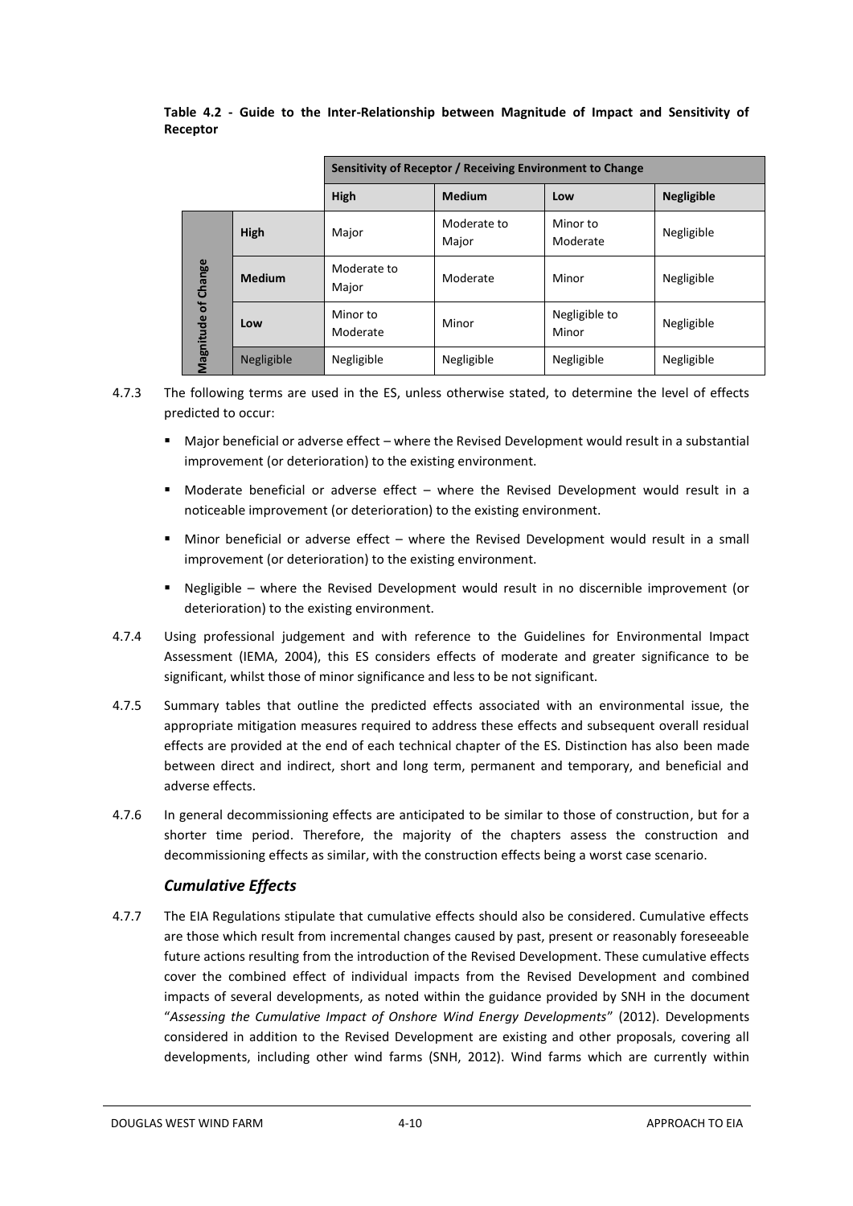**Table 4.2 - Guide to the Inter-Relationship between Magnitude of Impact and Sensitivity of Receptor**

| | | Sensitivity of Receptor / Receiving Environment to Change | | | |
|---|---|---|---|---|---|
| | | **High** | **Medium** | **Low** | **Negligible** |
| **Magnitude of Change** | **High** | Major | Moderate to Major | Minor to Moderate | Negligible |
| | **Medium** | Moderate to Major | Moderate | Minor | Negligible |
| | **Low** | Minor to Moderate | Minor | Negligible to Minor | Negligible |
| | Negligible | Negligible | Negligible | Negligible | Negligible |

4.7.3 The following terms are used in the ES, unless otherwise stated, to determine the level of effects predicted to occur:

- Major beneficial or adverse effect – where the Revised Development would result in a substantial improvement (or deterioration) to the existing environment.
- Moderate beneficial or adverse effect – where the Revised Development would result in a noticeable improvement (or deterioration) to the existing environment.
- Minor beneficial or adverse effect – where the Revised Development would result in a small improvement (or deterioration) to the existing environment.
- Negligible – where the Revised Development would result in no discernible improvement (or deterioration) to the existing environment.

4.7.4 Using professional judgement and with reference to the Guidelines for Environmental Impact Assessment (IEMA, 2004), this ES considers effects of moderate and greater significance to be significant, whilst those of minor significance and less to be not significant.

4.7.5 Summary tables that outline the predicted effects associated with an environmental issue, the appropriate mitigation measures required to address these effects and subsequent overall residual effects are provided at the end of each technical chapter of the ES. Distinction has also been made between direct and indirect, short and long term, permanent and temporary, and beneficial and adverse effects.

4.7.6 In general decommissioning effects are anticipated to be similar to those of construction, but for a shorter time period. Therefore, the majority of the chapters assess the construction and decommissioning effects as similar, with the construction effects being a worst case scenario.

### *Cumulative Effects*

4.7.7 The EIA Regulations stipulate that cumulative effects should also be considered. Cumulative effects are those which result from incremental changes caused by past, present or reasonably foreseeable future actions resulting from the introduction of the Revised Development. These cumulative effects cover the combined effect of individual impacts from the Revised Development and combined impacts of several developments, as noted within the guidance provided by SNH in the document "*Assessing the Cumulative Impact of Onshore Wind Energy Developments*" (2012). Developments considered in addition to the Revised Development are existing and other proposals, covering all developments, including other wind farms (SNH, 2012). Wind farms which are currently within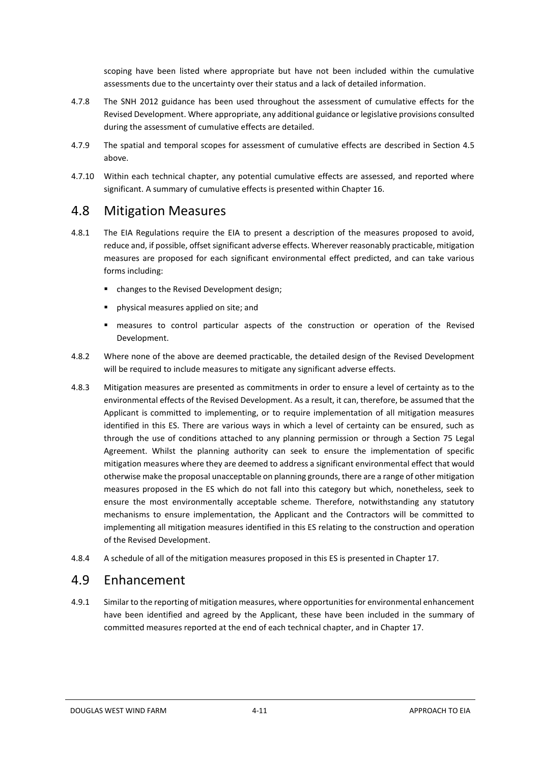scoping have been listed where appropriate but have not been included within the cumulative assessments due to the uncertainty over their status and a lack of detailed information.

4.7.8 The SNH 2012 guidance has been used throughout the assessment of cumulative effects for the Revised Development. Where appropriate, any additional guidance or legislative provisions consulted during the assessment of cumulative effects are detailed.

4.7.9 The spatial and temporal scopes for assessment of cumulative effects are described in Section 4.5 above.

4.7.10 Within each technical chapter, any potential cumulative effects are assessed, and reported where significant. A summary of cumulative effects is presented within Chapter 16.

## 4.8 Mitigation Measures

4.8.1 The EIA Regulations require the EIA to present a description of the measures proposed to avoid, reduce and, if possible, offset significant adverse effects. Wherever reasonably practicable, mitigation measures are proposed for each significant environmental effect predicted, and can take various forms including:

- changes to the Revised Development design;
- physical measures applied on site; and
- measures to control particular aspects of the construction or operation of the Revised Development.

4.8.2 Where none of the above are deemed practicable, the detailed design of the Revised Development will be required to include measures to mitigate any significant adverse effects.

4.8.3 Mitigation measures are presented as commitments in order to ensure a level of certainty as to the environmental effects of the Revised Development. As a result, it can, therefore, be assumed that the Applicant is committed to implementing, or to require implementation of all mitigation measures identified in this ES. There are various ways in which a level of certainty can be ensured, such as through the use of conditions attached to any planning permission or through a Section 75 Legal Agreement. Whilst the planning authority can seek to ensure the implementation of specific mitigation measures where they are deemed to address a significant environmental effect that would otherwise make the proposal unacceptable on planning grounds, there are a range of other mitigation measures proposed in the ES which do not fall into this category but which, nonetheless, seek to ensure the most environmentally acceptable scheme. Therefore, notwithstanding any statutory mechanisms to ensure implementation, the Applicant and the Contractors will be committed to implementing all mitigation measures identified in this ES relating to the construction and operation of the Revised Development.

4.8.4 A schedule of all of the mitigation measures proposed in this ES is presented in Chapter 17.

## 4.9 Enhancement

4.9.1 Similar to the reporting of mitigation measures, where opportunities for environmental enhancement have been identified and agreed by the Applicant, these have been included in the summary of committed measures reported at the end of each technical chapter, and in Chapter 17.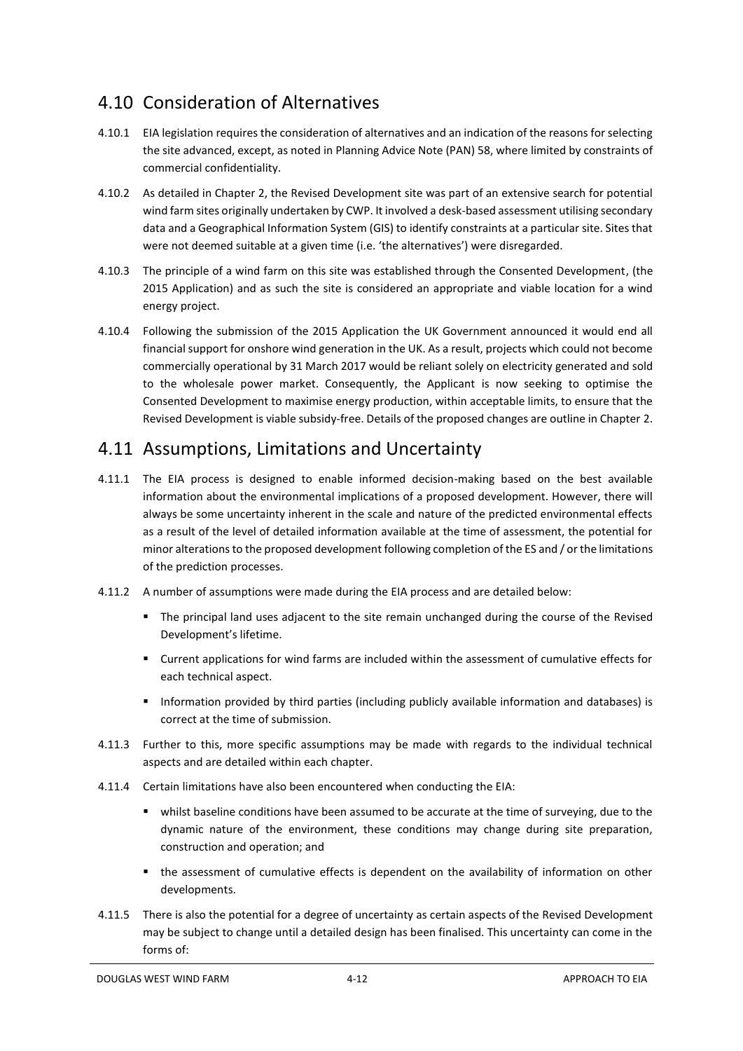## 4.10 Consideration of Alternatives

4.10.1 EIA legislation requires the consideration of alternatives and an indication of the reasons for selecting the site advanced, except, as noted in Planning Advice Note (PAN) 58, where limited by constraints of commercial confidentiality.

4.10.2 As detailed in Chapter 2, the Revised Development site was part of an extensive search for potential wind farm sites originally undertaken by CWP. It involved a desk-based assessment utilising secondary data and a Geographical Information System (GIS) to identify constraints at a particular site. Sites that were not deemed suitable at a given time (i.e. 'the alternatives') were disregarded.

4.10.3 The principle of a wind farm on this site was established through the Consented Development, (the 2015 Application) and as such the site is considered an appropriate and viable location for a wind energy project.

4.10.4 Following the submission of the 2015 Application the UK Government announced it would end all financial support for onshore wind generation in the UK. As a result, projects which could not become commercially operational by 31 March 2017 would be reliant solely on electricity generated and sold to the wholesale power market. Consequently, the Applicant is now seeking to optimise the Consented Development to maximise energy production, within acceptable limits, to ensure that the Revised Development is viable subsidy-free. Details of the proposed changes are outline in Chapter 2.

## 4.11 Assumptions, Limitations and Uncertainty

4.11.1 The EIA process is designed to enable informed decision-making based on the best available information about the environmental implications of a proposed development. However, there will always be some uncertainty inherent in the scale and nature of the predicted environmental effects as a result of the level of detailed information available at the time of assessment, the potential for minor alterations to the proposed development following completion of the ES and / or the limitations of the prediction processes.

4.11.2 A number of assumptions were made during the EIA process and are detailed below:

- The principal land uses adjacent to the site remain unchanged during the course of the Revised Development's lifetime.
- Current applications for wind farms are included within the assessment of cumulative effects for each technical aspect.
- Information provided by third parties (including publicly available information and databases) is correct at the time of submission.

4.11.3 Further to this, more specific assumptions may be made with regards to the individual technical aspects and are detailed within each chapter.

4.11.4 Certain limitations have also been encountered when conducting the EIA:

- whilst baseline conditions have been assumed to be accurate at the time of surveying, due to the dynamic nature of the environment, these conditions may change during site preparation, construction and operation; and
- the assessment of cumulative effects is dependent on the availability of information on other developments.

4.11.5 There is also the potential for a degree of uncertainty as certain aspects of the Revised Development may be subject to change until a detailed design has been finalised. This uncertainty can come in the forms of: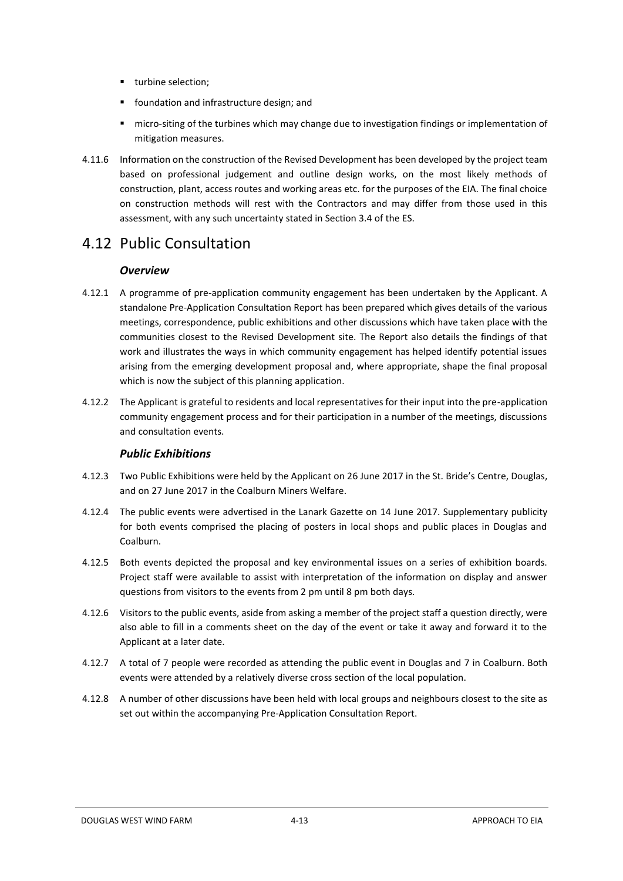- turbine selection;
- foundation and infrastructure design; and
- micro-siting of the turbines which may change due to investigation findings or implementation of mitigation measures.

4.11.6 Information on the construction of the Revised Development has been developed by the project team based on professional judgement and outline design works, on the most likely methods of construction, plant, access routes and working areas etc. for the purposes of the EIA. The final choice on construction methods will rest with the Contractors and may differ from those used in this assessment, with any such uncertainty stated in Section 3.4 of the ES.

## 4.12 Public Consultation

### *Overview*

4.12.1 A programme of pre-application community engagement has been undertaken by the Applicant. A standalone Pre-Application Consultation Report has been prepared which gives details of the various meetings, correspondence, public exhibitions and other discussions which have taken place with the communities closest to the Revised Development site. The Report also details the findings of that work and illustrates the ways in which community engagement has helped identify potential issues arising from the emerging development proposal and, where appropriate, shape the final proposal which is now the subject of this planning application.

4.12.2 The Applicant is grateful to residents and local representatives for their input into the pre-application community engagement process and for their participation in a number of the meetings, discussions and consultation events.

### *Public Exhibitions*

4.12.3 Two Public Exhibitions were held by the Applicant on 26 June 2017 in the St. Bride's Centre, Douglas, and on 27 June 2017 in the Coalburn Miners Welfare.

4.12.4 The public events were advertised in the Lanark Gazette on 14 June 2017. Supplementary publicity for both events comprised the placing of posters in local shops and public places in Douglas and Coalburn.

4.12.5 Both events depicted the proposal and key environmental issues on a series of exhibition boards. Project staff were available to assist with interpretation of the information on display and answer questions from visitors to the events from 2 pm until 8 pm both days.

4.12.6 Visitors to the public events, aside from asking a member of the project staff a question directly, were also able to fill in a comments sheet on the day of the event or take it away and forward it to the Applicant at a later date.

4.12.7 A total of 7 people were recorded as attending the public event in Douglas and 7 in Coalburn. Both events were attended by a relatively diverse cross section of the local population.

4.12.8 A number of other discussions have been held with local groups and neighbours closest to the site as set out within the accompanying Pre-Application Consultation Report.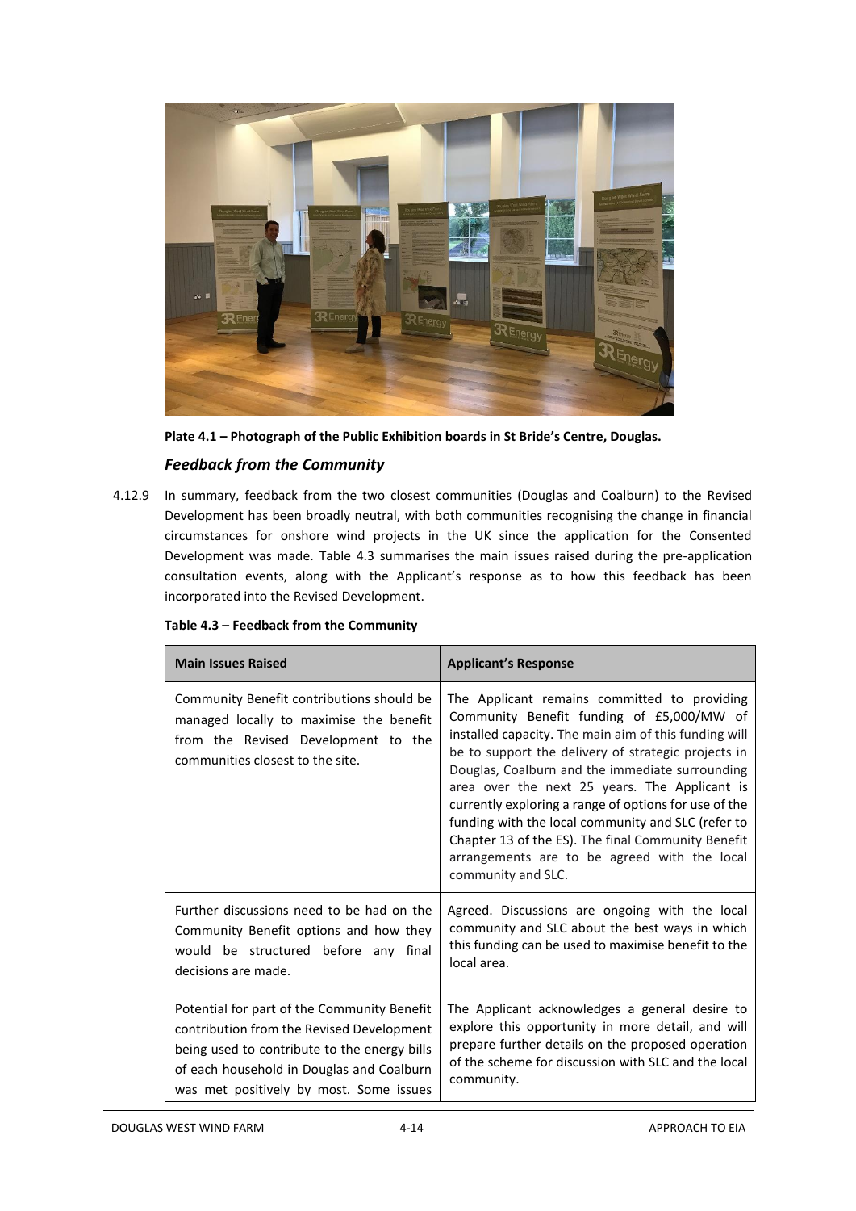**Plate 4.1 – Photograph of the Public Exhibition boards in St Bride's Centre, Douglas.**

### *Feedback from the Community*

4.12.9 In summary, feedback from the two closest communities (Douglas and Coalburn) to the Revised Development has been broadly neutral, with both communities recognising the change in financial circumstances for onshore wind projects in the UK since the application for the Consented Development was made. Table 4.3 summarises the main issues raised during the pre-application consultation events, along with the Applicant's response as to how this feedback has been incorporated into the Revised Development.

**Table 4.3 – Feedback from the Community**

| Main Issues Raised | Applicant's Response |
|---|---|
| Community Benefit contributions should be managed locally to maximise the benefit from the Revised Development to the communities closest to the site. | The Applicant remains committed to providing Community Benefit funding of £5,000/MW of installed capacity. The main aim of this funding will be to support the delivery of strategic projects in Douglas, Coalburn and the immediate surrounding area over the next 25 years. The Applicant is currently exploring a range of options for use of the funding with the local community and SLC (refer to Chapter 13 of the ES). The final Community Benefit arrangements are to be agreed with the local community and SLC. |
| Further discussions need to be had on the Community Benefit options and how they would be structured before any final decisions are made. | Agreed. Discussions are ongoing with the local community and SLC about the best ways in which this funding can be used to maximise benefit to the local area. |
| Potential for part of the Community Benefit contribution from the Revised Development being used to contribute to the energy bills of each household in Douglas and Coalburn was met positively by most. Some issues | The Applicant acknowledges a general desire to explore this opportunity in more detail, and will prepare further details on the proposed operation of the scheme for discussion with SLC and the local community. |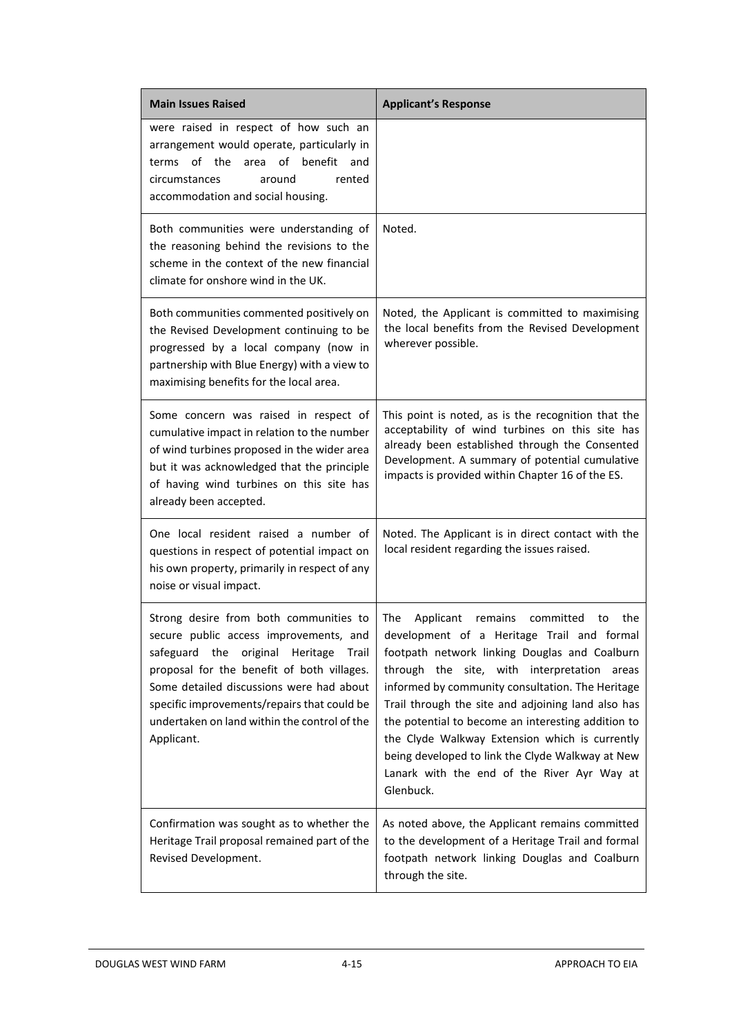| Main Issues Raised | Applicant's Response |
|---|---|
| were raised in respect of how such an arrangement would operate, particularly in terms of the area of benefit and circumstances around rented accommodation and social housing. | |
| Both communities were understanding of the reasoning behind the revisions to the scheme in the context of the new financial climate for onshore wind in the UK. | Noted. |
| Both communities commented positively on the Revised Development continuing to be progressed by a local company (now in partnership with Blue Energy) with a view to maximising benefits for the local area. | Noted, the Applicant is committed to maximising the local benefits from the Revised Development wherever possible. |
| Some concern was raised in respect of cumulative impact in relation to the number of wind turbines proposed in the wider area but it was acknowledged that the principle of having wind turbines on this site has already been accepted. | This point is noted, as is the recognition that the acceptability of wind turbines on this site has already been established through the Consented Development. A summary of potential cumulative impacts is provided within Chapter 16 of the ES. |
| One local resident raised a number of questions in respect of potential impact on his own property, primarily in respect of any noise or visual impact. | Noted. The Applicant is in direct contact with the local resident regarding the issues raised. |
| Strong desire from both communities to secure public access improvements, and safeguard the original Heritage Trail proposal for the benefit of both villages. Some detailed discussions were had about specific improvements/repairs that could be undertaken on land within the control of the Applicant. | The Applicant remains committed to the development of a Heritage Trail and formal footpath network linking Douglas and Coalburn through the site, with interpretation areas informed by community consultation. The Heritage Trail through the site and adjoining land also has the potential to become an interesting addition to the Clyde Walkway Extension which is currently being developed to link the Clyde Walkway at New Lanark with the end of the River Ayr Way at Glenbuck. |
| Confirmation was sought as to whether the Heritage Trail proposal remained part of the Revised Development. | As noted above, the Applicant remains committed to the development of a Heritage Trail and formal footpath network linking Douglas and Coalburn through the site. |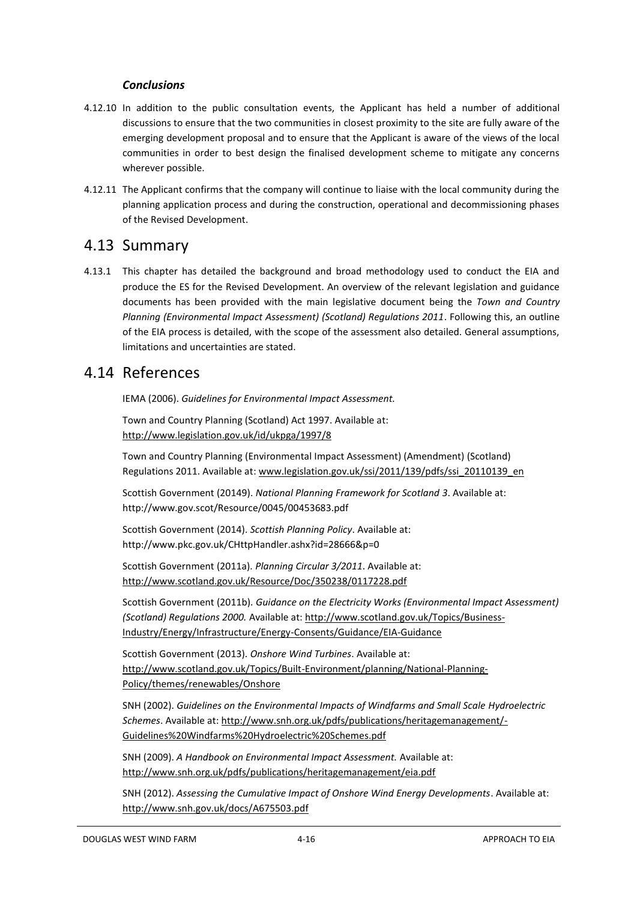### *Conclusions*

4.12.10 In addition to the public consultation events, the Applicant has held a number of additional discussions to ensure that the two communities in closest proximity to the site are fully aware of the emerging development proposal and to ensure that the Applicant is aware of the views of the local communities in order to best design the finalised development scheme to mitigate any concerns wherever possible.

4.12.11 The Applicant confirms that the company will continue to liaise with the local community during the planning application process and during the construction, operational and decommissioning phases of the Revised Development.

## 4.13 Summary

4.13.1 This chapter has detailed the background and broad methodology used to conduct the EIA and produce the ES for the Revised Development. An overview of the relevant legislation and guidance documents has been provided with the main legislative document being the *Town and Country Planning (Environmental Impact Assessment) (Scotland) Regulations 2011*. Following this, an outline of the EIA process is detailed, with the scope of the assessment also detailed. General assumptions, limitations and uncertainties are stated.

## 4.14 References

IEMA (2006). *Guidelines for Environmental Impact Assessment.*

Town and Country Planning (Scotland) Act 1997. Available at: http://www.legislation.gov.uk/id/ukpga/1997/8

Town and Country Planning (Environmental Impact Assessment) (Amendment) (Scotland) Regulations 2011. Available at: www.legislation.gov.uk/ssi/2011/139/pdfs/ssi_20110139_en

Scottish Government (20149). *National Planning Framework for Scotland 3*. Available at: http://www.gov.scot/Resource/0045/00453683.pdf

Scottish Government (2014). *Scottish Planning Policy*. Available at: http://www.pkc.gov.uk/CHttpHandler.ashx?id=28666&p=0

Scottish Government (2011a). *Planning Circular 3/2011*. Available at: http://www.scotland.gov.uk/Resource/Doc/350238/0117228.pdf

Scottish Government (2011b). *Guidance on the Electricity Works (Environmental Impact Assessment) (Scotland) Regulations 2000.* Available at: http://www.scotland.gov.uk/Topics/Business-Industry/Energy/Infrastructure/Energy-Consents/Guidance/EIA-Guidance

Scottish Government (2013). *Onshore Wind Turbines*. Available at: http://www.scotland.gov.uk/Topics/Built-Environment/planning/National-Planning-Policy/themes/renewables/Onshore

SNH (2002). *Guidelines on the Environmental Impacts of Windfarms and Small Scale Hydroelectric Schemes*. Available at: http://www.snh.org.uk/pdfs/publications/heritagemanagement/-Guidelines%20Windfarms%20Hydroelectric%20Schemes.pdf

SNH (2009). *A Handbook on Environmental Impact Assessment.* Available at: http://www.snh.org.uk/pdfs/publications/heritagemanagement/eia.pdf

SNH (2012). *Assessing the Cumulative Impact of Onshore Wind Energy Developments*. Available at: http://www.snh.gov.uk/docs/A675503.pdf